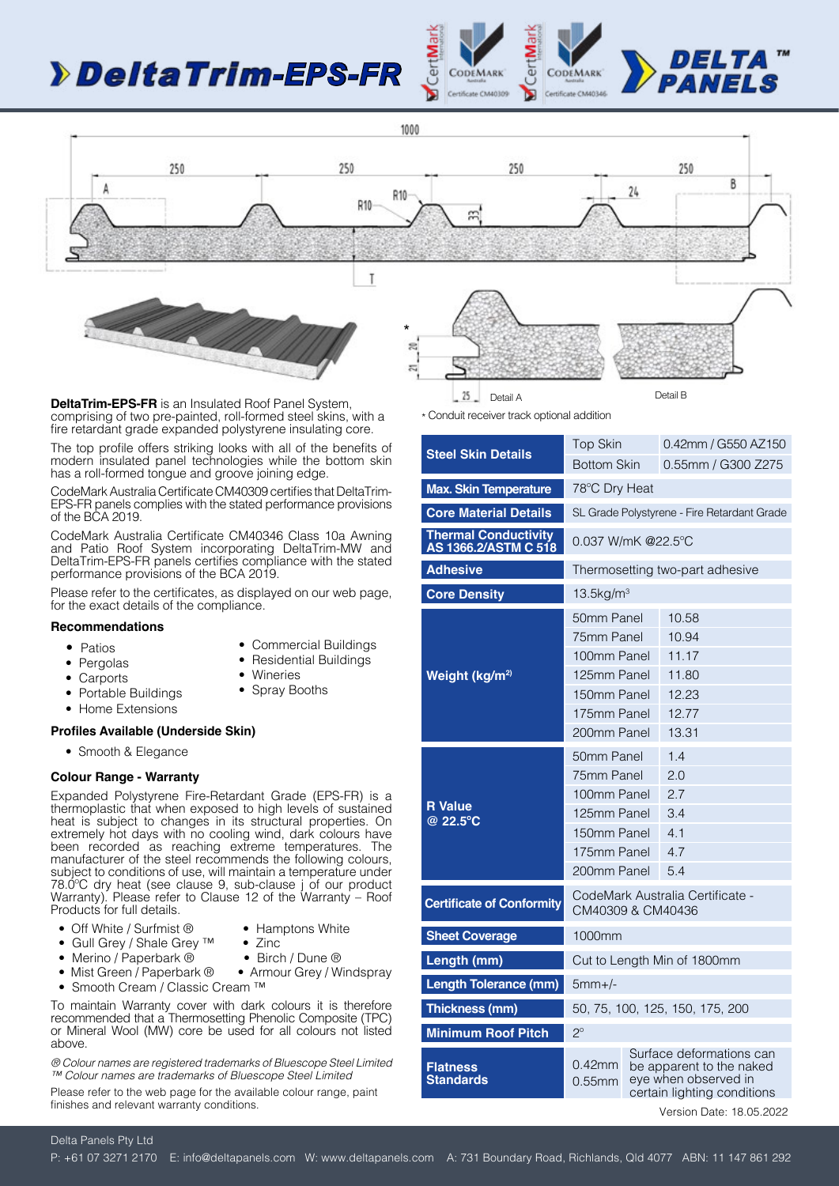# DeltaTrim-EPS-FR

DELTA PANELS ™

Detail A

Detail B

\* Conduit receiver track optional addition

**DeltaTrim-EPS-FR** is an Insulated Roof Panel System, comprising of two pre-painted, roll-formed steel skins, with a fire retardant grade expanded polystyrene insulating core.

The top profile offers striking looks with all of the benefits of modern insulated panel technologies while the bottom skin has a roll-formed tongue and groove joining edge.

CodeMark Australia Certificate CM40309 certifies that DeltaTrim-EPS-FR panels complies with the stated performance provisions of the BCA 2019.

CodeMark Australia Certificate CM40346 Class 10a Awning and Patio Roof System incorporating DeltaTrim-MW and DeltaTrim-EPS-FR panels certifies compliance with the stated performance provisions of the BCA 2019.

Please refer to the certificates, as displayed on our web page, for the exact details of the compliance.

### Recommendations

- Patios
- Pergolas
- Carports
- Portable Buildings
- Home Extensions
- Commercial Buildings
- Residential Buildings
- Wineries
- Spray Booths

### Profiles Available (Underside Skin)

- Smooth & Elegance

### Colour Range - Warranty

Expanded Polystyrene Fire-Retardant Grade (EPS-FR) is a thermoplastic that when exposed to high levels of sustained heat is subject to changes in its structural properties. On extremely hot days with no cooling wind, dark colours have been recorded as reaching extreme temperatures. The manufacturer of the steel recommends the following colours, subject to conditions of use, will maintain a temperature under 78.0ºC dry heat (see clause 9, sub-clause j of our product Warranty). Please refer to Clause 12 of the Warranty – Roof Products for full details.

- Off White / Surfmist ®
- Gull Grey / Shale Grey ™
- Merino / Paperbark ®
- Mist Green / Paperbark ®
- Smooth Cream / Classic Cream ™
- Hamptons White
- Zinc
- Birch / Dune ®
- Armour Grey / Windspray

To maintain Warranty cover with dark colours it is therefore recommended that a Thermosetting Phenolic Composite (TPC) or Mineral Wool (MW) core be used for all colours not listed above.

*® Colour names are registered trademarks of Bluescope Steel Limited*
*™ Colour names are trademarks of Bluescope Steel Limited*

Please refer to the web page for the available colour range, paint finishes and relevant warranty conditions.

| | | |
|---|---|---|
| **Steel Skin Details** | Top Skin | 0.42mm / G550 AZ150 |
| | Bottom Skin | 0.55mm / G300 Z275 |
| **Max. Skin Temperature** | 78°C Dry Heat | |
| **Core Material Details** | SL Grade Polystyrene - Fire Retardant Grade | |
| **Thermal Conductivity AS 1366.2/ASTM C 518** | 0.037 W/mK @22.5°C | |
| **Adhesive** | Thermosetting two-part adhesive | |
| **Core Density** | 13.5kg/m³ | |
| **Weight (kg/m²)** | 50mm Panel | 10.58 |
| | 75mm Panel | 10.94 |
| | 100mm Panel | 11.17 |
| | 125mm Panel | 11.80 |
| | 150mm Panel | 12.23 |
| | 175mm Panel | 12.77 |
| | 200mm Panel | 13.31 |
| **R Value @ 22.5°C** | 50mm Panel | 1.4 |
| | 75mm Panel | 2.0 |
| | 100mm Panel | 2.7 |
| | 125mm Panel | 3.4 |
| | 150mm Panel | 4.1 |
| | 175mm Panel | 4.7 |
| | 200mm Panel | 5.4 |
| **Certificate of Conformity** | CodeMark Australia Certificate - CM40309 & CM40436 | |
| **Sheet Coverage** | 1000mm | |
| **Length (mm)** | Cut to Length Min of 1800mm | |
| **Length Tolerance (mm)** | 5mm+/- | |
| **Thickness (mm)** | 50, 75, 100, 125, 150, 175, 200 | |
| **Minimum Roof Pitch** | 2° | |
| **Flatness Standards** | 0.42mm 0.55mm | Surface deformations can be apparent to the naked eye when observed in certain lighting conditions |

Version Date: 18.05.2022

Delta Panels Pty Ltd
P: +61 07 3271 2170 E: info@deltapanels.com W: www.deltapanels.com A: 731 Boundary Road, Richlands, Qld 4077 ABN: 11 147 861 292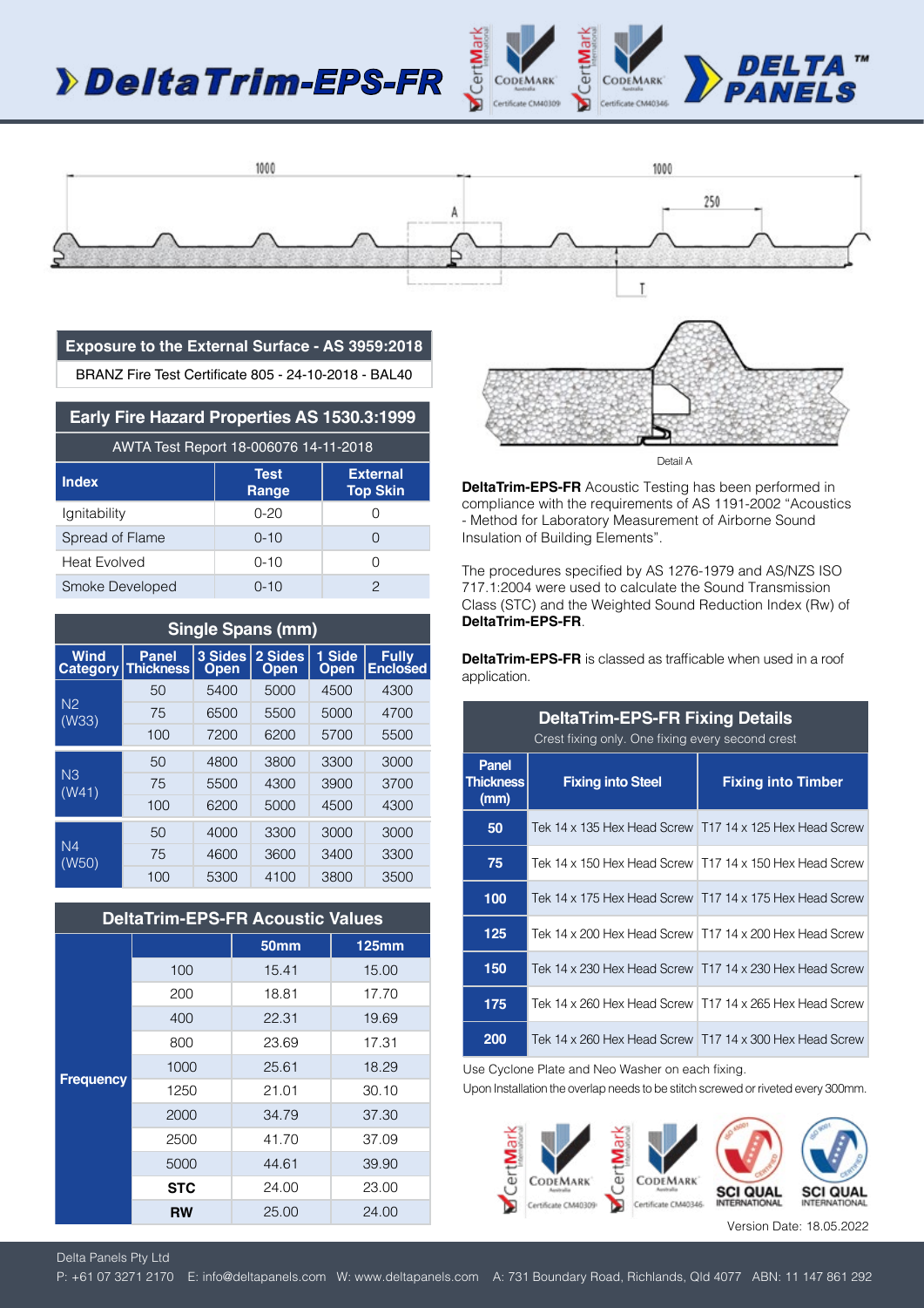# DeltaTrim-EPS-FR

DELTA PANELS™

1000 1000 250 A T

Detail A

| Exposure to the External Surface - AS 3959:2018 |
|---|
| BRANZ Fire Test Certificate 805 - 24-10-2018 - BAL40 |

## Early Fire Hazard Properties AS 1530.3:1999

AWTA Test Report 18-006076 14-11-2018

| Index | Test Range | External Top Skin |
|---|---|---|
| Ignitability | 0-20 | 0 |
| Spread of Flame | 0-10 | 0 |
| Heat Evolved | 0-10 | 0 |
| Smoke Developed | 0-10 | 2 |

## Single Spans (mm)

| Wind Category | Panel Thickness | 3 Sides Open | 2 Sides Open | 1 Side Open | Fully Enclosed |
|---|---|---|---|---|---|
| N2 (W33) | 50 | 5400 | 5000 | 4500 | 4300 |
| | 75 | 6500 | 5500 | 5000 | 4700 |
| | 100 | 7200 | 6200 | 5700 | 5500 |
| N3 (W41) | 50 | 4800 | 3800 | 3300 | 3000 |
| | 75 | 5500 | 4300 | 3900 | 3700 |
| | 100 | 6200 | 5000 | 4500 | 4300 |
| N4 (W50) | 50 | 4000 | 3300 | 3000 | 3000 |
| | 75 | 4600 | 3600 | 3400 | 3300 |
| | 100 | 5300 | 4100 | 3800 | 3500 |

## DeltaTrim-EPS-FR Acoustic Values

| | | 50mm | 125mm |
|---|---|---|---|
| Frequency | 100 | 15.41 | 15.00 |
| | 200 | 18.81 | 17.70 |
| | 400 | 22.31 | 19.69 |
| | 800 | 23.69 | 17.31 |
| | 1000 | 25.61 | 18.29 |
| | 1250 | 21.01 | 30.10 |
| | 2000 | 34.79 | 37.30 |
| | 2500 | 41.70 | 37.09 |
| | 5000 | 44.61 | 39.90 |
| | **STC** | 24.00 | 23.00 |
| | **RW** | 25.00 | 24.00 |

**DeltaTrim-EPS-FR** Acoustic Testing has been performed in compliance with the requirements of AS 1191-2002 "Acoustics - Method for Laboratory Measurement of Airborne Sound Insulation of Building Elements".

The procedures specified by AS 1276-1979 and AS/NZS ISO 717.1:2004 were used to calculate the Sound Transmission Class (STC) and the Weighted Sound Reduction Index (Rw) of **DeltaTrim-EPS-FR**.

**DeltaTrim-EPS-FR** is classed as trafficable when used in a roof application.

## DeltaTrim-EPS-FR Fixing Details

Crest fixing only. One fixing every second crest

| Panel Thickness (mm) | Fixing into Steel | Fixing into Timber |
|---|---|---|
| **50** | Tek 14 x 135 Hex Head Screw | T17 14 x 125 Hex Head Screw |
| **75** | Tek 14 x 150 Hex Head Screw | T17 14 x 150 Hex Head Screw |
| **100** | Tek 14 x 175 Hex Head Screw | T17 14 x 175 Hex Head Screw |
| **125** | Tek 14 x 200 Hex Head Screw | T17 14 x 200 Hex Head Screw |
| **150** | Tek 14 x 230 Hex Head Screw | T17 14 x 230 Hex Head Screw |
| **175** | Tek 14 x 260 Hex Head Screw | T17 14 x 265 Hex Head Screw |
| **200** | Tek 14 x 260 Hex Head Screw | T17 14 x 300 Hex Head Screw |

Use Cyclone Plate and Neo Washer on each fixing.
Upon Installation the overlap needs to be stitch screwed or riveted every 300mm.

CertMark International CodeMark Certificate CM40309 · CertMark International CodeMark Certificate CM40346 · SCI QUAL INTERNATIONAL · SCI QUAL INTERNATIONAL

Version Date: 18.05.2022

Delta Panels Pty Ltd
P: +61 07 3271 2170 E: info@deltapanels.com W: www.deltapanels.com A: 731 Boundary Road, Richlands, Qld 4077 ABN: 11 147 861 292